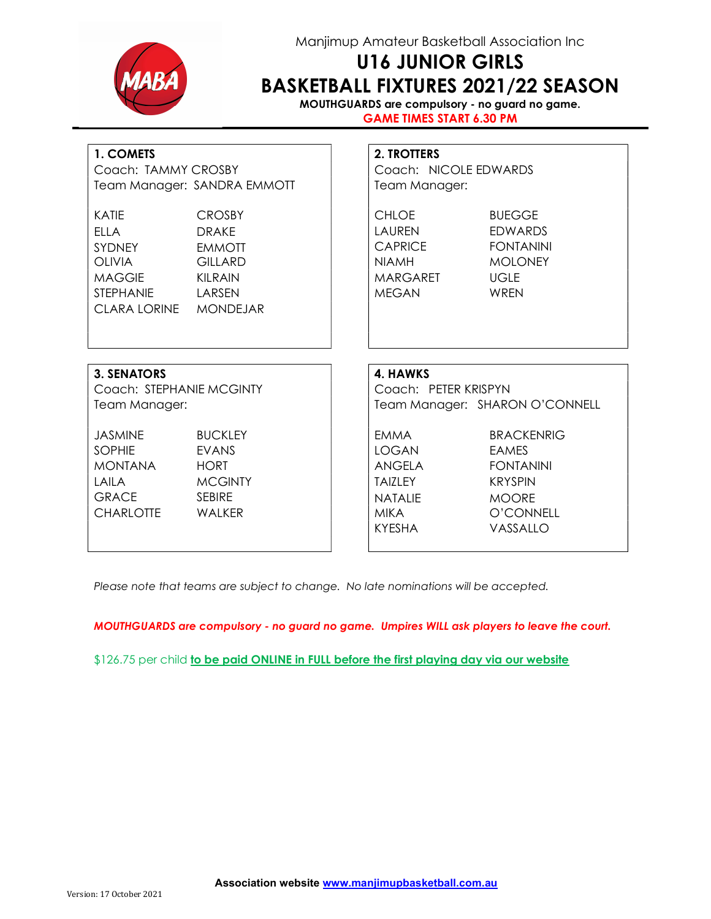Manjimup Amateur Basketball Association Inc

# U16 JUNIOR GIRLS
# BASKETBALL FIXTURES 2021/22 SEASON

**MOUTHGUARDS are compulsory - no guard no game.**

**GAME TIMES START 6.30 PM**

---

### 1. COMETS

Coach: TAMMY CROSBY
Team Manager: SANDRA EMMOTT

| | |
|---|---|
| KATIE | CROSBY |
| ELLA | DRAKE |
| SYDNEY | EMMOTT |
| OLIVIA | GILLARD |
| MAGGIE | KILRAIN |
| STEPHANIE | LARSEN |
| CLARA LORINE | MONDEJAR |

### 2. TROTTERS

Coach: NICOLE EDWARDS
Team Manager:

| | |
|---|---|
| CHLOE | BUEGGE |
| LAUREN | EDWARDS |
| CAPRICE | FONTANINI |
| NIAMH | MOLONEY |
| MARGARET | UGLE |
| MEGAN | WREN |

### 3. SENATORS

Coach: STEPHANIE MCGINTY
Team Manager:

| | |
|---|---|
| JASMINE | BUCKLEY |
| SOPHIE | EVANS |
| MONTANA | HORT |
| LAILA | MCGINTY |
| GRACE | SEBIRE |
| CHARLOTTE | WALKER |

### 4. HAWKS

Coach: PETER KRISPYN
Team Manager: SHARON O'CONNELL

| | |
|---|---|
| EMMA | BRACKENRIG |
| LOGAN | EAMES |
| ANGELA | FONTANINI |
| TAIZLEY | KRYSPIN |
| NATALIE | MOORE |
| MIKA | O'CONNELL |
| KYESHA | VASSALLO |

*Please note that teams are subject to change. No late nominations will be accepted.*

***MOUTHGUARDS are compulsory - no guard no game. Umpires WILL ask players to leave the court.***

$126.75 per child **to be paid ONLINE in FULL before the first playing day via our website**

**Association website www.manjimupbasketball.com.au**

Version: 17 October 2021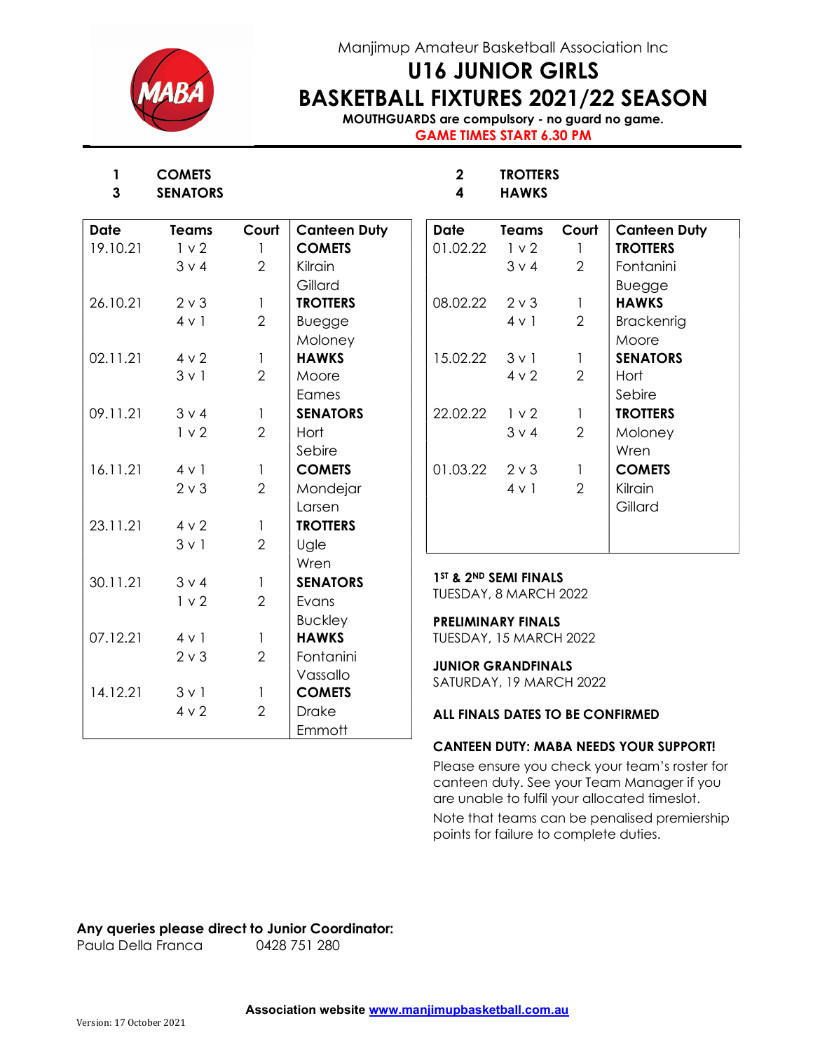Manjimup Amateur Basketball Association Inc

# U16 JUNIOR GIRLS

# BASKETBALL FIXTURES 2021/22 SEASON

**MOUTHGUARDS are compulsory - no guard no game.**

**GAME TIMES START 6.30 PM**

**1 COMETS**
**2 TROTTERS**
**3 SENATORS**
**4 HAWKS**

| Date | Teams | Court | Canteen Duty |
|---|---|---|---|
| 19.10.21 | 1 v 2 | 1 | **COMETS** |
| | 3 v 4 | 2 | Kilrain |
| | | | Gillard |
| 26.10.21 | 2 v 3 | 1 | **TROTTERS** |
| | 4 v 1 | 2 | Buegge |
| | | | Moloney |
| 02.11.21 | 4 v 2 | 1 | **HAWKS** |
| | 3 v 1 | 2 | Moore |
| | | | Eames |
| 09.11.21 | 3 v 4 | 1 | **SENATORS** |
| | 1 v 2 | 2 | Hort |
| | | | Sebire |
| 16.11.21 | 4 v 1 | 1 | **COMETS** |
| | 2 v 3 | 2 | Mondejar |
| | | | Larsen |
| 23.11.21 | 4 v 2 | 1 | **TROTTERS** |
| | 3 v 1 | 2 | Ugle |
| | | | Wren |
| 30.11.21 | 3 v 4 | 1 | **SENATORS** |
| | 1 v 2 | 2 | Evans |
| | | | Buckley |
| 07.12.21 | 4 v 1 | 1 | **HAWKS** |
| | 2 v 3 | 2 | Fontanini |
| | | | Vassallo |
| 14.12.21 | 3 v 1 | 1 | **COMETS** |
| | 4 v 2 | 2 | Drake |
| | | | Emmott |

| Date | Teams | Court | Canteen Duty |
|---|---|---|---|
| 01.02.22 | 1 v 2 | 1 | **TROTTERS** |
| | 3 v 4 | 2 | Fontanini |
| | | | Buegge |
| 08.02.22 | 2 v 3 | 1 | **HAWKS** |
| | 4 v 1 | 2 | Brackenrig |
| | | | Moore |
| 15.02.22 | 3 v 1 | 1 | **SENATORS** |
| | 4 v 2 | 2 | Hort |
| | | | Sebire |
| 22.02.22 | 1 v 2 | 1 | **TROTTERS** |
| | 3 v 4 | 2 | Moloney |
| | | | Wren |
| 01.03.22 | 2 v 3 | 1 | **COMETS** |
| | 4 v 1 | 2 | Kilrain |
| | | | Gillard |

**1ST & 2ND SEMI FINALS**
TUESDAY, 8 MARCH 2022

**PRELIMINARY FINALS**
TUESDAY, 15 MARCH 2022

**JUNIOR GRANDFINALS**
SATURDAY, 19 MARCH 2022

**ALL FINALS DATES TO BE CONFIRMED**

**CANTEEN DUTY: MABA NEEDS YOUR SUPPORT!**

Please ensure you check your team's roster for canteen duty. See your Team Manager if you are unable to fulfil your allocated timeslot.

Note that teams can be penalised premiership points for failure to complete duties.

**Any queries please direct to Junior Coordinator:**
Paula Della Franca 0428 751 280

**Association website www.manjimupbasketball.com.au**

Version: 17 October 2021